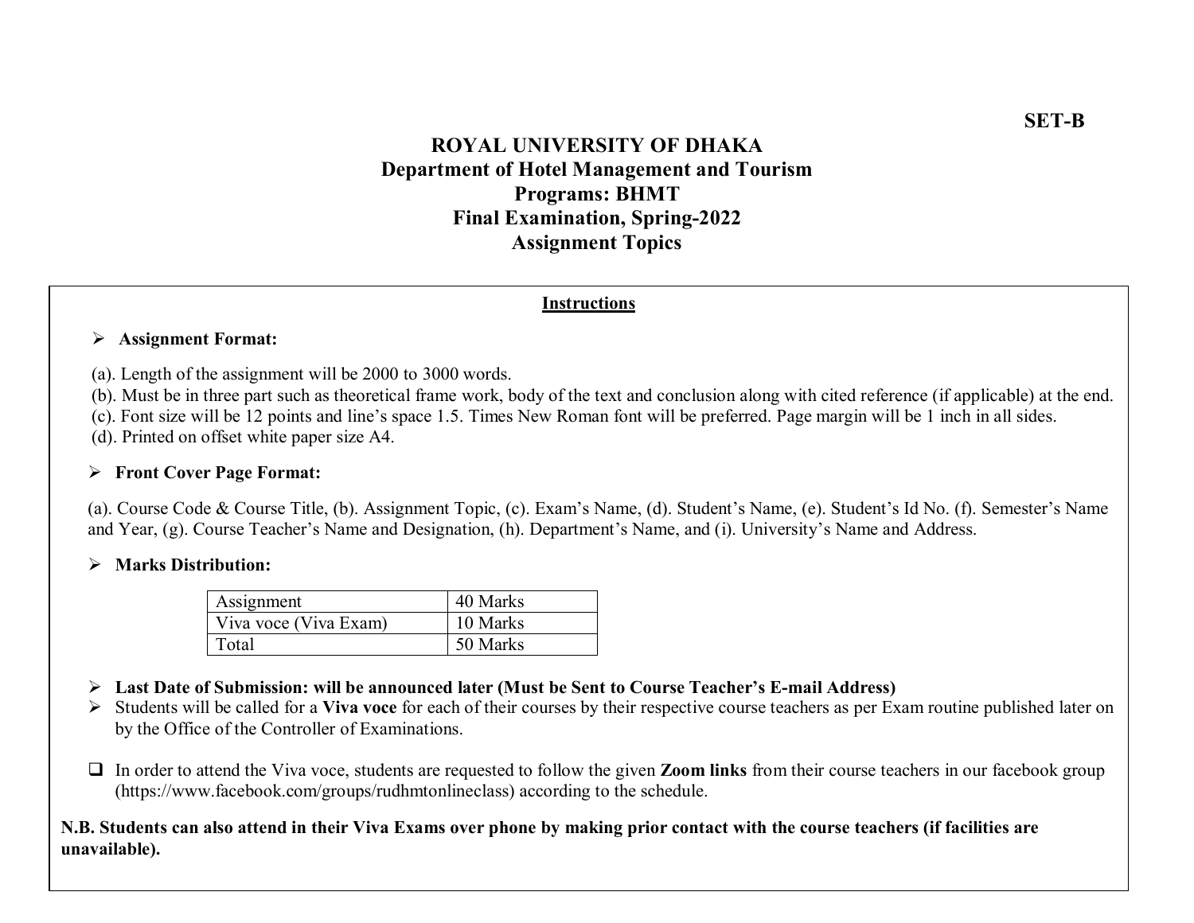**SET-B**

# ROYAL UNIVERSITY OF DHAKA
## Department of Hotel Management and Tourism
## Programs: BHMT
## Final Examination, Spring-2022
## Assignment Topics

<u>**Instructions**</u>

- **Assignment Format:**

(a). Length of the assignment will be 2000 to 3000 words.
(b). Must be in three part such as theoretical frame work, body of the text and conclusion along with cited reference (if applicable) at the end.
(c). Font size will be 12 points and line's space 1.5. Times New Roman font will be preferred. Page margin will be 1 inch in all sides.
(d). Printed on offset white paper size A4.

- **Front Cover Page Format:**

(a). Course Code & Course Title, (b). Assignment Topic, (c). Exam's Name, (d). Student's Name, (e). Student's Id No. (f). Semester's Name and Year, (g). Course Teacher's Name and Designation, (h). Department's Name, and (i). University's Name and Address.

- **Marks Distribution:**

| Assignment | 40 Marks |
|---|---|
| Viva voce (Viva Exam) | 10 Marks |
| Total | 50 Marks |

- **Last Date of Submission: will be announced later (Must be Sent to Course Teacher's E-mail Address)**
- Students will be called for a **Viva voce** for each of their courses by their respective course teachers as per Exam routine published later on by the Office of the Controller of Examinations.

- In order to attend the Viva voce, students are requested to follow the given **Zoom links** from their course teachers in our facebook group (https://www.facebook.com/groups/rudhmtonlineclass) according to the schedule.

**N.B. Students can also attend in their Viva Exams over phone by making prior contact with the course teachers (if facilities are unavailable).**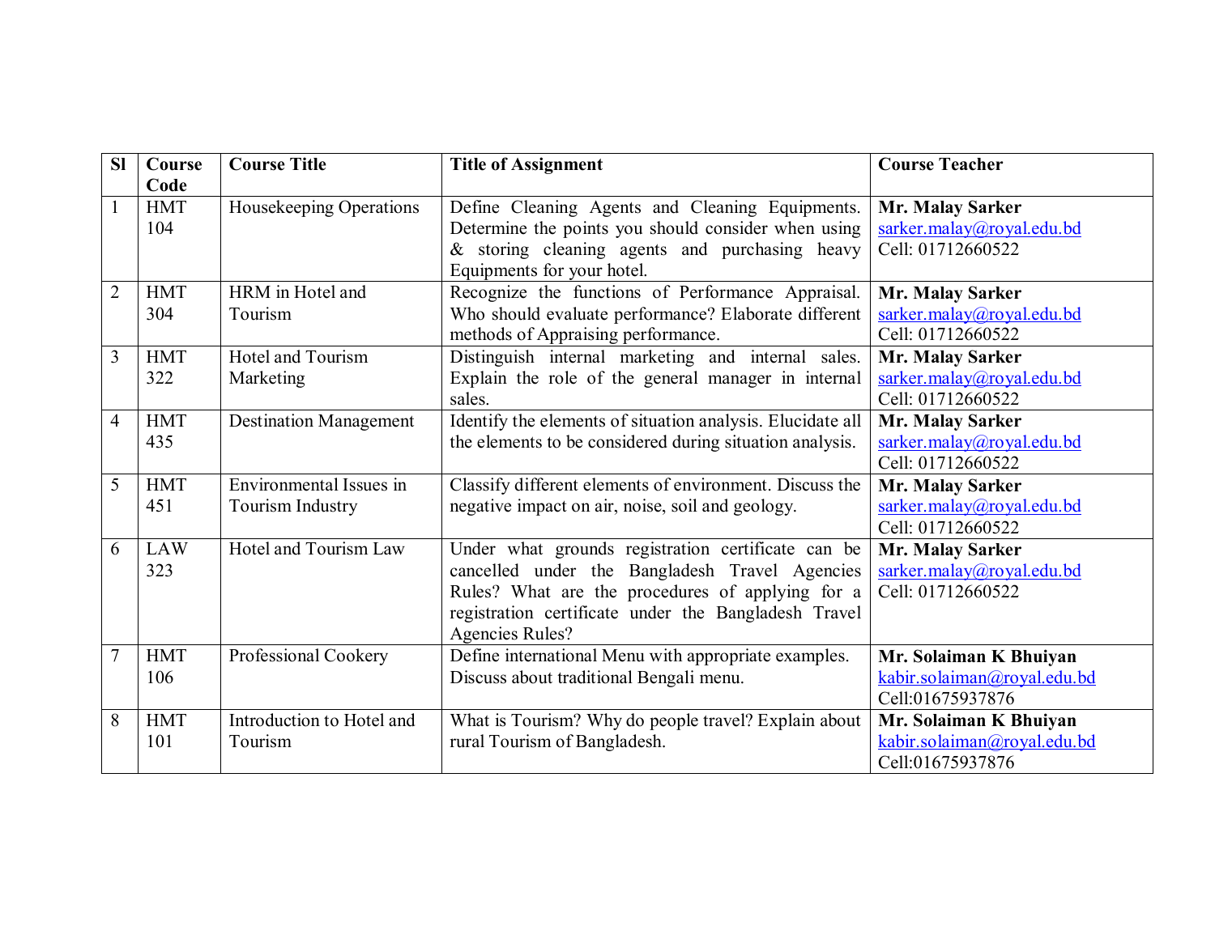| Sl | Course Code | Course Title | Title of Assignment | Course Teacher |
|---|---|---|---|---|
| 1 | HMT 104 | Housekeeping Operations | Define Cleaning Agents and Cleaning Equipments. Determine the points you should consider when using & storing cleaning agents and purchasing heavy Equipments for your hotel. | **Mr. Malay Sarker** sarker.malay@royal.edu.bd Cell: 01712660522 |
| 2 | HMT 304 | HRM in Hotel and Tourism | Recognize the functions of Performance Appraisal. Who should evaluate performance? Elaborate different methods of Appraising performance. | **Mr. Malay Sarker** sarker.malay@royal.edu.bd Cell: 01712660522 |
| 3 | HMT 322 | Hotel and Tourism Marketing | Distinguish internal marketing and internal sales. Explain the role of the general manager in internal sales. | **Mr. Malay Sarker** sarker.malay@royal.edu.bd Cell: 01712660522 |
| 4 | HMT 435 | Destination Management | Identify the elements of situation analysis. Elucidate all the elements to be considered during situation analysis. | **Mr. Malay Sarker** sarker.malay@royal.edu.bd Cell: 01712660522 |
| 5 | HMT 451 | Environmental Issues in Tourism Industry | Classify different elements of environment. Discuss the negative impact on air, noise, soil and geology. | **Mr. Malay Sarker** sarker.malay@royal.edu.bd Cell: 01712660522 |
| 6 | LAW 323 | Hotel and Tourism Law | Under what grounds registration certificate can be cancelled under the Bangladesh Travel Agencies Rules? What are the procedures of applying for a registration certificate under the Bangladesh Travel Agencies Rules? | **Mr. Malay Sarker** sarker.malay@royal.edu.bd Cell: 01712660522 |
| 7 | HMT 106 | Professional Cookery | Define international Menu with appropriate examples. Discuss about traditional Bengali menu. | **Mr. Solaiman K Bhuiyan** kabir.solaiman@royal.edu.bd Cell:01675937876 |
| 8 | HMT 101 | Introduction to Hotel and Tourism | What is Tourism? Why do people travel? Explain about rural Tourism of Bangladesh. | **Mr. Solaiman K Bhuiyan** kabir.solaiman@royal.edu.bd Cell:01675937876 |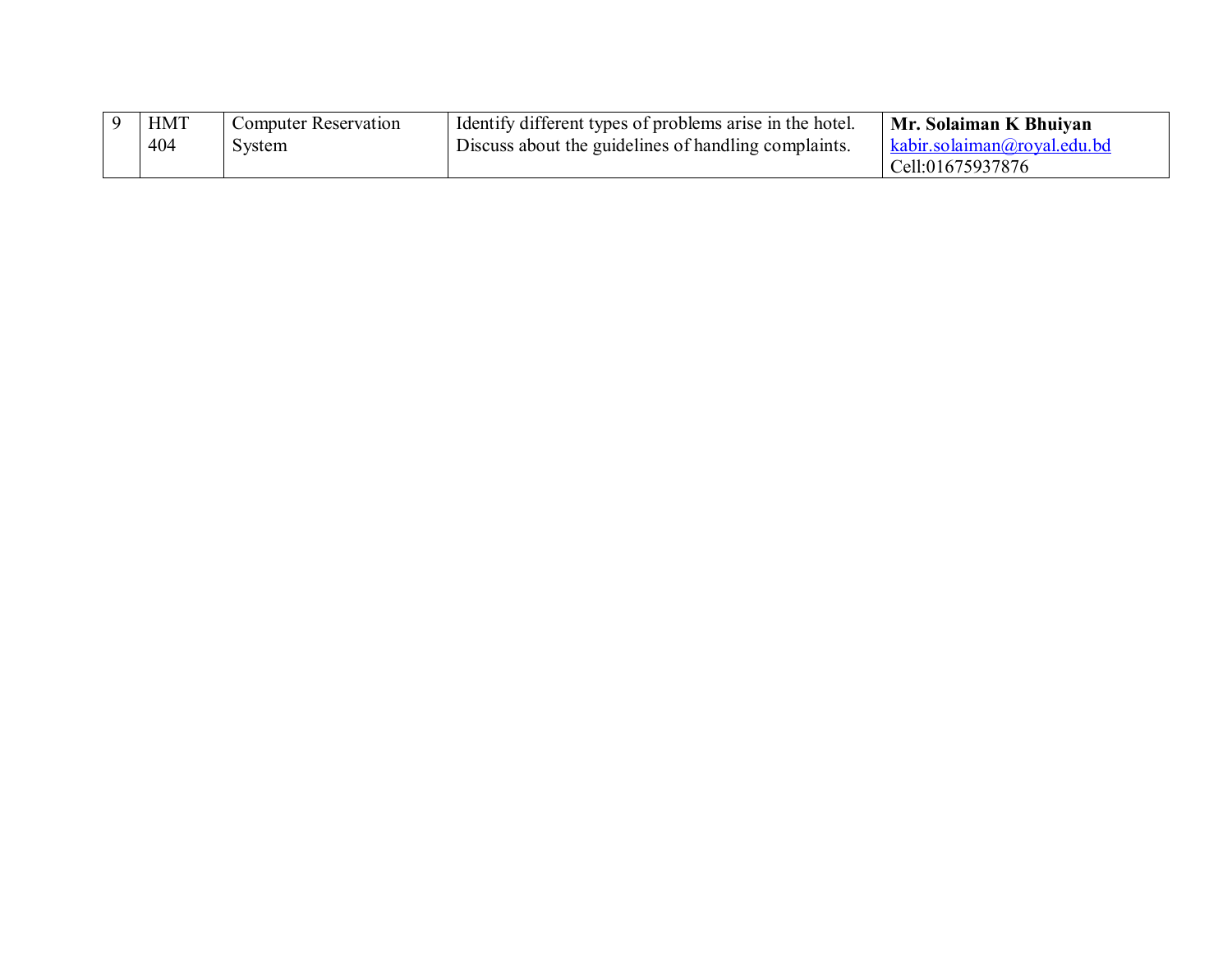| | | | | |
|---|---|---|---|---|
| 9 | HMT 404 | Computer Reservation System | Identify different types of problems arise in the hotel. Discuss about the guidelines of handling complaints. | **Mr. Solaiman K Bhuiyan** kabir.solaiman@royal.edu.bd Cell:01675937876 |